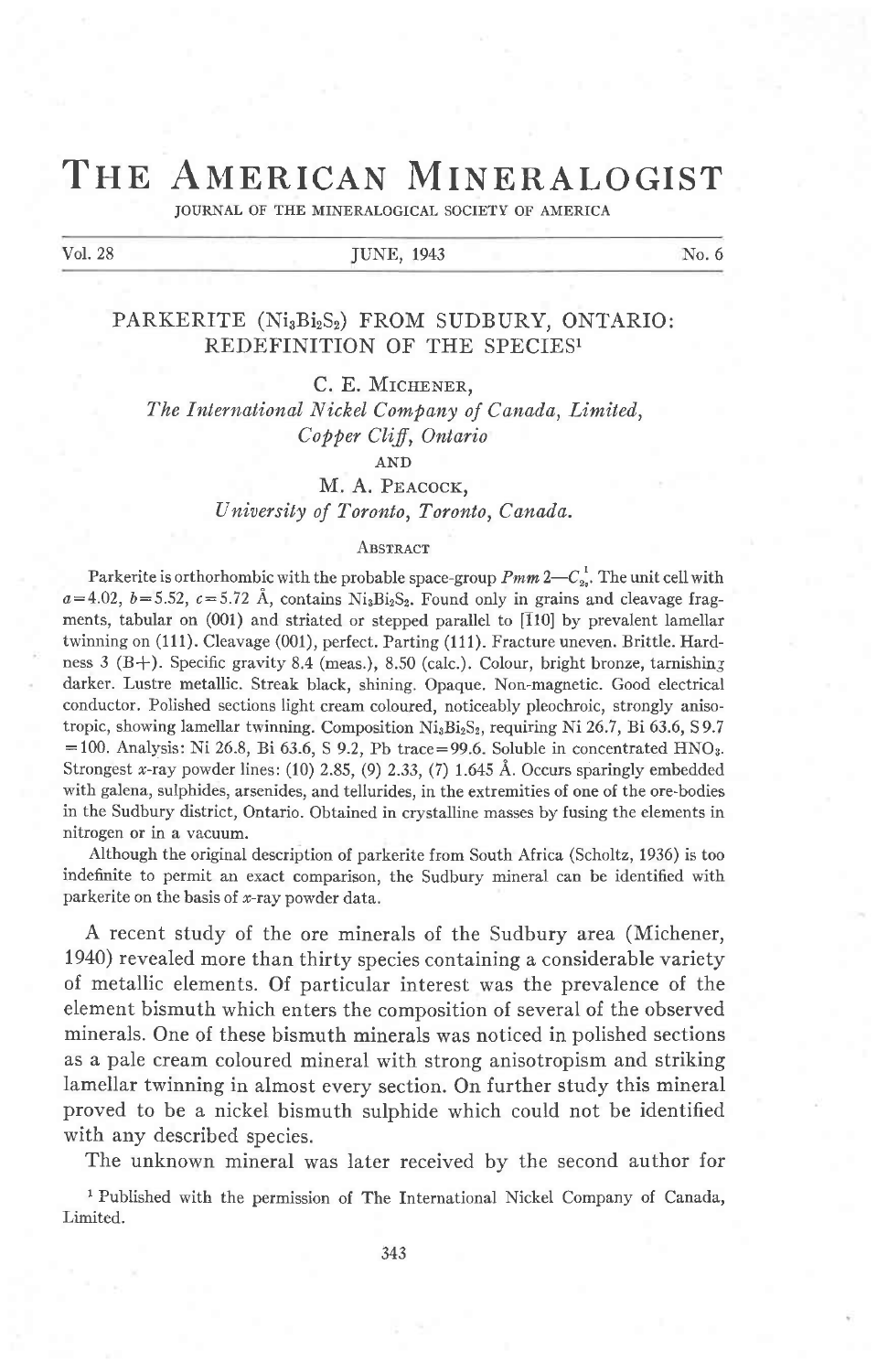# THE AMERICAN MINERALOGIST

JOURNAL OF THE MINERALOGICAL SOCIETY OF AMERICA

Vol. 28 — JUNE, 1943 — No. 6

## PARKERITE ($Ni_3Bi_2S_2$) FROM SUDBURY, ONTARIO: REDEFINITION OF THE SPECIES[1]

C. E. MICHENER,
*The International Nickel Company of Canada, Limited, Copper Cliff, Ontario*

AND

M. A. PEACOCK,
*University of Toronto, Toronto, Canada.*

### ABSTRACT

Parkerite is orthorhombic with the probable space-group $Pmm2—C_{2v}^1$. The unit cell with $a=4.02$, $b=5.52$, $c=5.72$ Å, contains $Ni_3Bi_2S_2$. Found only in grains and cleavage fragments, tabular on (001) and striated or stepped parallel to [$\bar{1}$10] by prevalent lamellar twinning on (111). Cleavage (001), perfect. Parting (111). Fracture uneven. Brittle. Hardness 3 (B+). Specific gravity 8.4 (meas.), 8.50 (calc.). Colour, bright bronze, tarnishing darker. Lustre metallic. Streak black, shining. Opaque. Non-magnetic. Good electrical conductor. Polished sections light cream coloured, noticeably pleochroic, strongly anisotropic, showing lamellar twinning. Composition $Ni_3Bi_2S_2$, requiring Ni 26.7, Bi 63.6, S 9.7 =100. Analysis: Ni 26.8, Bi 63.6, S 9.2, Pb trace=99.6. Soluble in concentrated $HNO_3$. Strongest $x$-ray powder lines: (10) 2.85, (9) 2.33, (7) 1.645 Å. Occurs sparingly embedded with galena, sulphides, arsenides, and tellurides, in the extremities of one of the ore-bodies in the Sudbury district, Ontario. Obtained in crystalline masses by fusing the elements in nitrogen or in a vacuum.

Although the original description of parkerite from South Africa (Scholtz, 1936) is too indefinite to permit an exact comparison, the Sudbury mineral can be identified with parkerite on the basis of $x$-ray powder data.

A recent study of the ore minerals of the Sudbury area (Michener, 1940) revealed more than thirty species containing a considerable variety of metallic elements. Of particular interest was the prevalence of the element bismuth which enters the composition of several of the observed minerals. One of these bismuth minerals was noticed in polished sections as a pale cream coloured mineral with strong anisotropism and striking lamellar twinning in almost every section. On further study this mineral proved to be a nickel bismuth sulphide which could not be identified with any described species.

The unknown mineral was later received by the second author for

[1] Published with the permission of The International Nickel Company of Canada, Limited.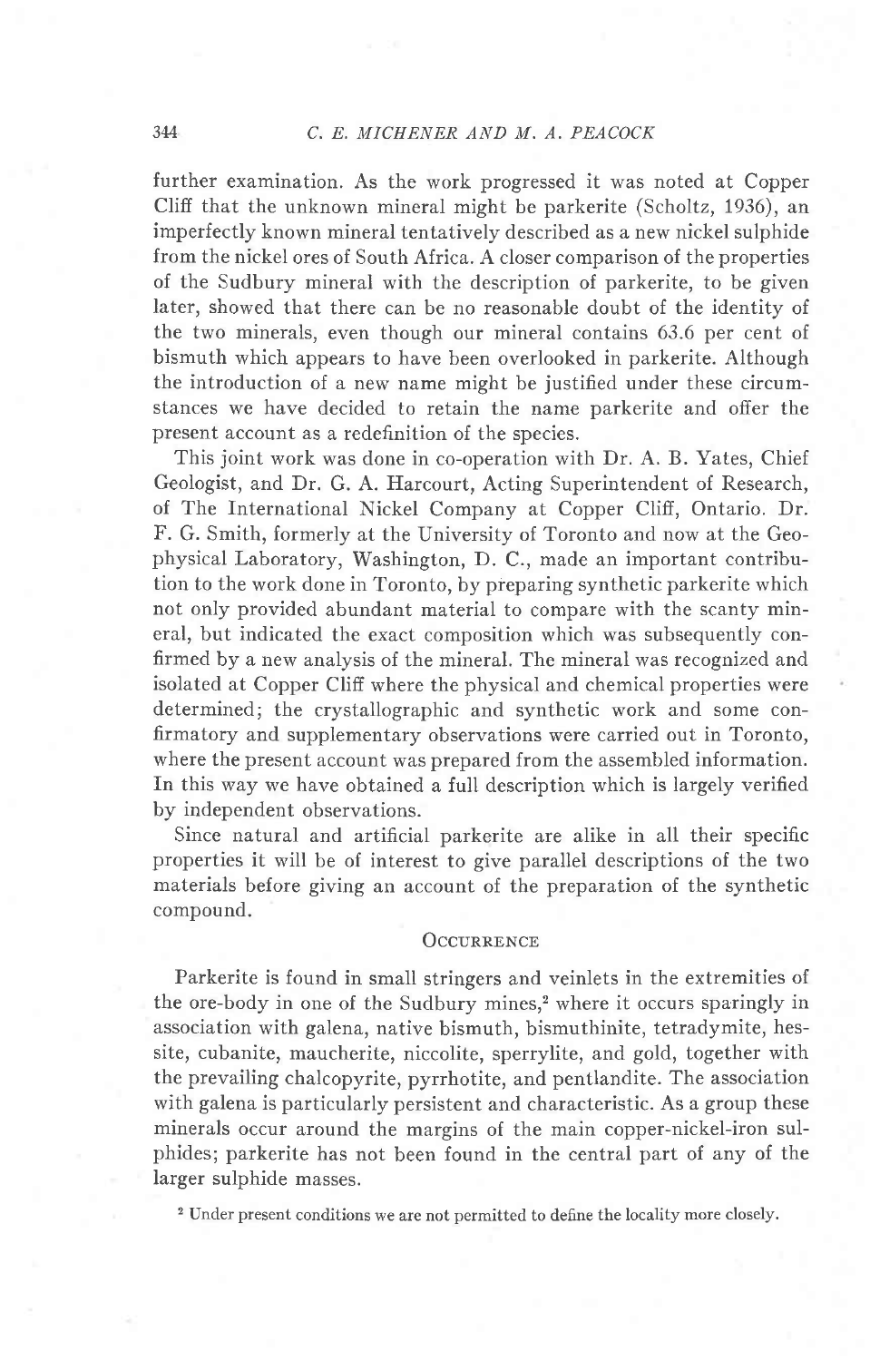further examination. As the work progressed it was noted at Copper Cliff that the unknown mineral might be parkerite (Scholtz, 1936), an imperfectly known mineral tentatively described as a new nickel sulphide from the nickel ores of South Africa. A closer comparison of the properties of the Sudbury mineral with the description of parkerite, to be given later, showed that there can be no reasonable doubt of the identity of the two minerals, even though our mineral contains 63.6 per cent of bismuth which appears to have been overlooked in parkerite. Although the introduction of a new name might be justified under these circumstances we have decided to retain the name parkerite and offer the present account as a redefinition of the species.

This joint work was done in co-operation with Dr. A. B. Yates, Chief Geologist, and Dr. G. A. Harcourt, Acting Superintendent of Research, of The International Nickel Company at Copper Cliff, Ontario. Dr. F. G. Smith, formerly at the University of Toronto and now at the Geophysical Laboratory, Washington, D. C., made an important contribution to the work done in Toronto, by preparing synthetic parkerite which not only provided abundant material to compare with the scanty mineral, but indicated the exact composition which was subsequently confirmed by a new analysis of the mineral. The mineral was recognized and isolated at Copper Cliff where the physical and chemical properties were determined; the crystallographic and synthetic work and some confirmatory and supplementary observations were carried out in Toronto, where the present account was prepared from the assembled information. In this way we have obtained a full description which is largely verified by independent observations.

Since natural and artificial parkerite are alike in all their specific properties it will be of interest to give parallel descriptions of the two materials before giving an account of the preparation of the synthetic compound.

## Occurrence

Parkerite is found in small stringers and veinlets in the extremities of the ore-body in one of the Sudbury mines,[2] where it occurs sparingly in association with galena, native bismuth, bismuthinite, tetradymite, hessite, cubanite, maucherite, niccolite, sperrylite, and gold, together with the prevailing chalcopyrite, pyrrhotite, and pentlandite. The association with galena is particularly persistent and characteristic. As a group these minerals occur around the margins of the main copper-nickel-iron sulphides; parkerite has not been found in the central part of any of the larger sulphide masses.

[2] Under present conditions we are not permitted to define the locality more closely.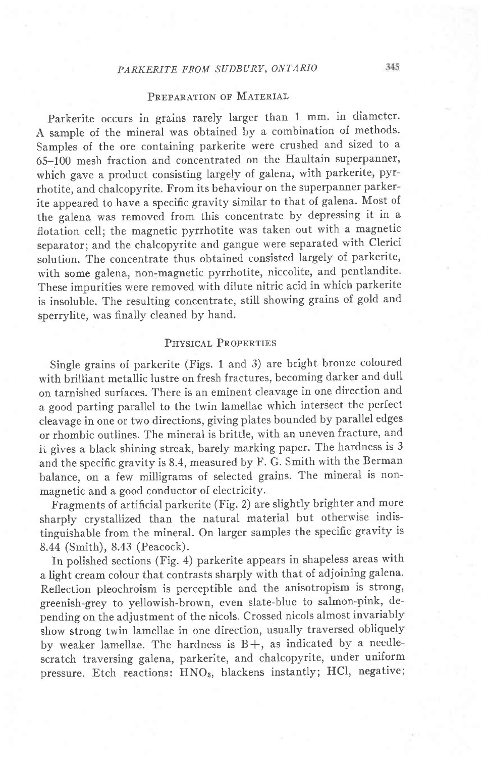## Preparation of Material

Parkerite occurs in grains rarely larger than 1 mm. in diameter. A sample of the mineral was obtained by a combination of methods. Samples of the ore containing parkerite were crushed and sized to a 65–100 mesh fraction and concentrated on the Haultain superpanner, which gave a product consisting largely of galena, with parkerite, pyrrhotite, and chalcopyrite. From its behaviour on the superpanner parkerite appeared to have a specific gravity similar to that of galena. Most of the galena was removed from this concentrate by depressing it in a flotation cell; the magnetic pyrrhotite was taken out with a magnetic separator; and the chalcopyrite and gangue were separated with Clerici solution. The concentrate thus obtained consisted largely of parkerite, with some galena, non-magnetic pyrrhotite, niccolite, and pentlandite. These impurities were removed with dilute nitric acid in which parkerite is insoluble. The resulting concentrate, still showing grains of gold and sperrylite, was finally cleaned by hand.

## Physical Properties

Single grains of parkerite (Figs. 1 and 3) are bright bronze coloured with brilliant metallic lustre on fresh fractures, becoming darker and dull on tarnished surfaces. There is an eminent cleavage in one direction and a good parting parallel to the twin lamellae which intersect the perfect cleavage in one or two directions, giving plates bounded by parallel edges or rhombic outlines. The mineral is brittle, with an uneven fracture, and it gives a black shining streak, barely marking paper. The hardness is 3 and the specific gravity is 8.4, measured by F. G. Smith with the Berman balance, on a few milligrams of selected grains. The mineral is non-magnetic and a good conductor of electricity.

Fragments of artificial parkerite (Fig. 2) are slightly brighter and more sharply crystallized than the natural material but otherwise indistinguishable from the mineral. On larger samples the specific gravity is 8.44 (Smith), 8.43 (Peacock).

In polished sections (Fig. 4) parkerite appears in shapeless areas with a light cream colour that contrasts sharply with that of adjoining galena. Reflection pleochroism is perceptible and the anisotropism is strong, greenish-grey to yellowish-brown, even slate-blue to salmon-pink, depending on the adjustment of the nicols. Crossed nicols almost invariably show strong twin lamellae in one direction, usually traversed obliquely by weaker lamellae. The hardness is B+, as indicated by a needle-scratch traversing galena, parkerite, and chalcopyrite, under uniform pressure. Etch reactions: $HNO_3$, blackens instantly; HCl, negative;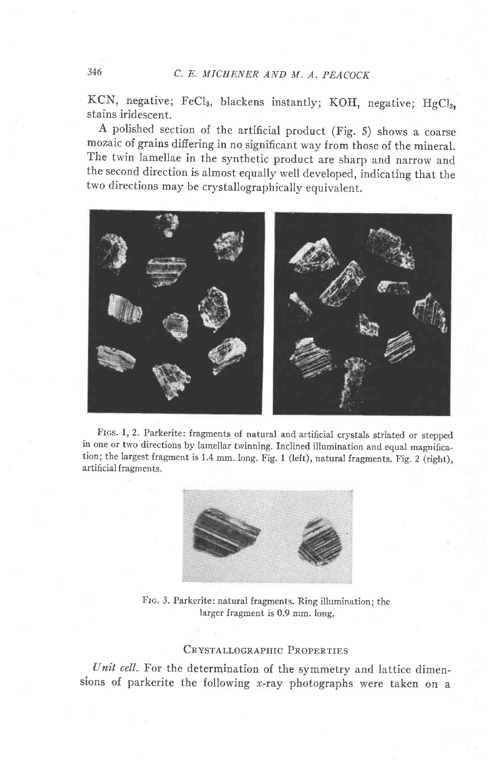KCN, negative; $FeCl_3$, blackens instantly; KOH, negative; $HgCl_2$, stains iridescent.

A polished section of the artificial product (Fig. 5) shows a coarse mozaic of grains differing in no significant way from those of the mineral. The twin lamellae in the synthetic product are sharp and narrow and the second direction is almost equally well developed, indicating that the two directions may be crystallographically equivalent.

Figs. 1, 2. Parkerite: fragments of natural and artificial crystals striated or stepped in one or two directions by lamellar twinning. Inclined illumination and equal magnification; the largest fragment is 1.4 mm. long. Fig. 1 (left), natural fragments. Fig. 2 (right), artificial fragments.

Fig. 3. Parkerite: natural fragments. Ring illumination; the larger fragment is 0.9 mm. long.

## Crystallographic Properties

*Unit cell.* For the determination of the symmetry and lattice dimensions of parkerite the following $x$-ray photographs were taken on a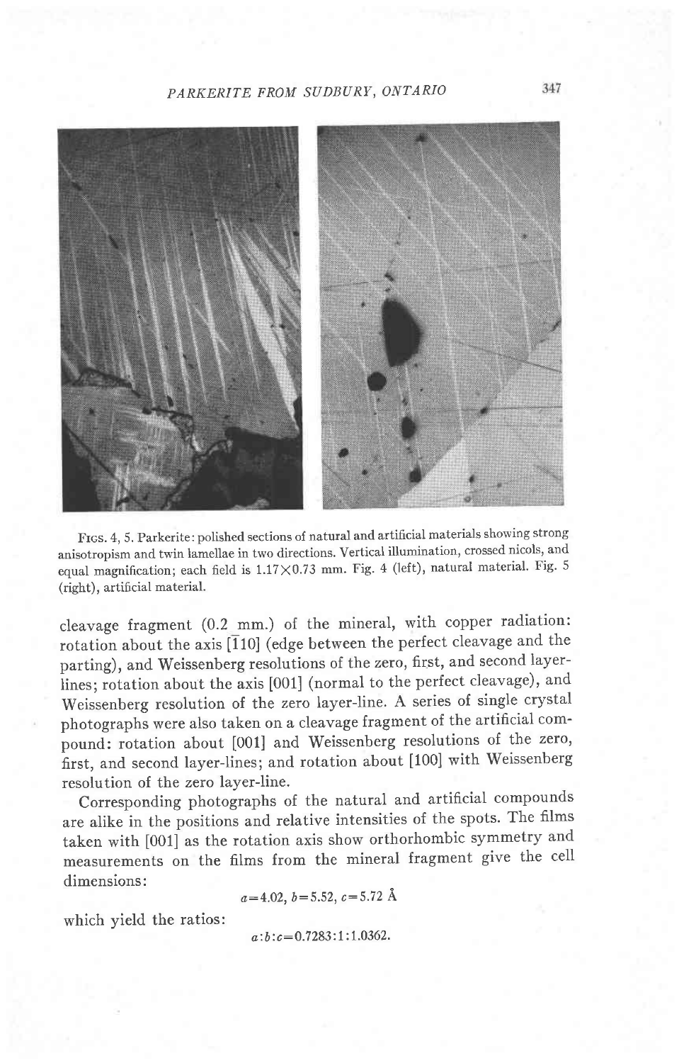Figs. 4, 5. Parkerite: polished sections of natural and artificial materials showing strong anisotropism and twin lamellae in two directions. Vertical illumination, crossed nicols, and equal magnification; each field is 1.17×0.73 mm. Fig. 4 (left), natural material. Fig. 5 (right), artificial material.

cleavage fragment (0.2 mm.) of the mineral, with copper radiation: rotation about the axis [$\bar{1}$10] (edge between the perfect cleavage and the parting), and Weissenberg resolutions of the zero, first, and second layer-lines; rotation about the axis [001] (normal to the perfect cleavage), and Weissenberg resolution of the zero layer-line. A series of single crystal photographs were also taken on a cleavage fragment of the artificial compound: rotation about [001] and Weissenberg resolutions of the zero, first, and second layer-lines; and rotation about [100] with Weissenberg resolution of the zero layer-line.

Corresponding photographs of the natural and artificial compounds are alike in the positions and relative intensities of the spots. The films taken with [001] as the rotation axis show orthorhombic symmetry and measurements on the films from the mineral fragment give the cell dimensions:

$$a=4.02,\ b=5.52,\ c=5.72\ \text{Å}$$

which yield the ratios:

$$a:b:c=0.7283:1:1.0362.$$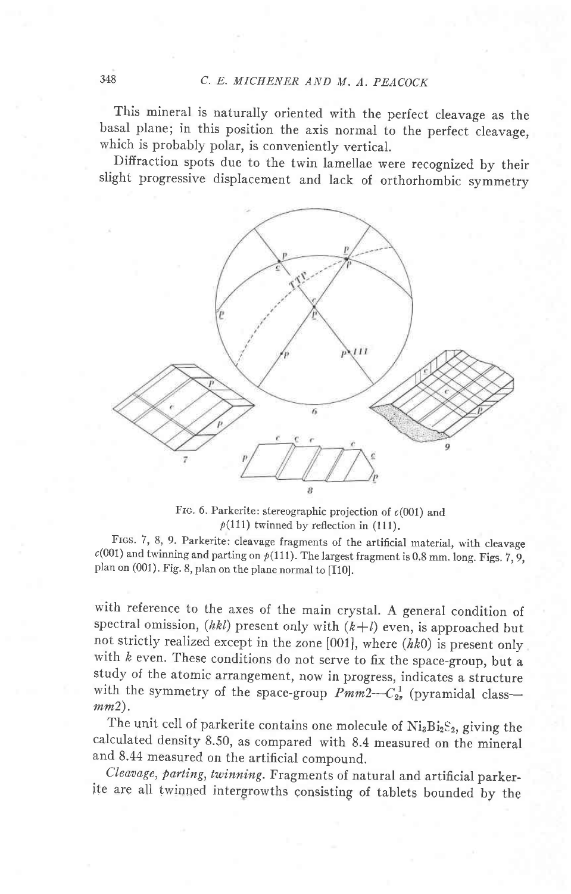This mineral is naturally oriented with the perfect cleavage as the basal plane; in this position the axis normal to the perfect cleavage, which is probably polar, is conveniently vertical.

Diffraction spots due to the twin lamellae were recognized by their slight progressive displacement and lack of orthorhombic symmetry

FIG. 6. Parkerite: stereographic projection of $c(001)$ and $p(111)$ twinned by reflection in $(111)$.

FIGS. 7, 8, 9. Parkerite: cleavage fragments of the artificial material, with cleavage $c(001)$ and twinning and parting on $p(111)$. The largest fragment is 0.8 mm. long. Figs. 7, 9, plan on (001). Fig. 8, plan on the plane normal to $[\bar{1}10]$.

with reference to the axes of the main crystal. A general condition of spectral omission, $(hkl)$ present only with $(k+l)$ even, is approached but not strictly realized except in the zone [001], where $(hk0)$ is present only with $k$ even. These conditions do not serve to fix the space-group, but a study of the atomic arrangement, now in progress, indicates a structure with the symmetry of the space-group $Pmm2$—$C_{2v}^1$ (pyramidal class—$mm2$).

The unit cell of parkerite contains one molecule of $Ni_3Bi_2S_2$, giving the calculated density 8.50, as compared with 8.4 measured on the mineral and 8.44 measured on the artificial compound.

*Cleavage, parting, twinning.* Fragments of natural and artificial parkerite are all twinned intergrowths consisting of tablets bounded by the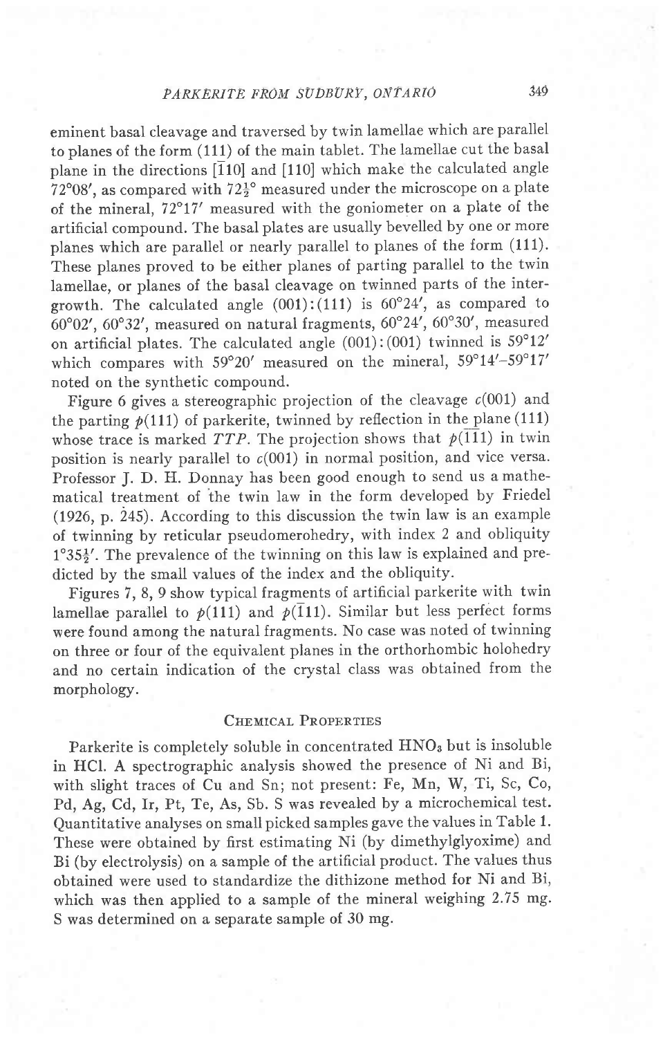eminent basal cleavage and traversed by twin lamellae which are parallel to planes of the form (111) of the main tablet. The lamellae cut the basal plane in the directions [$\bar{1}$10] and [110] which make the calculated angle 72°08′, as compared with 72½° measured under the microscope on a plate of the mineral, 72°17′ measured with the goniometer on a plate of the artificial compound. The basal plates are usually bevelled by one or more planes which are parallel or nearly parallel to planes of the form (111). These planes proved to be either planes of parting parallel to the twin lamellae, or planes of the basal cleavage on twinned parts of the intergrowth. The calculated angle (001):(111) is 60°24′, as compared to 60°02′, 60°32′, measured on natural fragments, 60°24′, 60°30′, measured on artificial plates. The calculated angle (001):(001) twinned is 59°12′ which compares with 59°20′ measured on the mineral, 59°14′–59°17′ noted on the synthetic compound.

Figure 6 gives a stereographic projection of the cleavage *c*(001) and the parting *p*(111) of parkerite, twinned by reflection in the plane ($\bar{1}$11) whose trace is marked *TTP*. The projection shows that *p*($\bar{1}\bar{1}$1) in twin position is nearly parallel to *c*(001) in normal position, and vice versa. Professor J. D. H. Donnay has been good enough to send us a mathematical treatment of the twin law in the form developed by Friedel (1926, p. 245). According to this discussion the twin law is an example of twinning by reticular pseudomerohedry, with index 2 and obliquity 1°35½′. The prevalence of the twinning on this law is explained and predicted by the small values of the index and the obliquity.

Figures 7, 8, 9 show typical fragments of artificial parkerite with twin lamellae parallel to *p*(111) and *p*($\bar{1}$11). Similar but less perfect forms were found among the natural fragments. No case was noted of twinning on three or four of the equivalent planes in the orthorhombic holohedry and no certain indication of the crystal class was obtained from the morphology.

## Chemical Properties

Parkerite is completely soluble in concentrated $HNO_3$ but is insoluble in HCl. A spectrographic analysis showed the presence of Ni and Bi, with slight traces of Cu and Sn; not present: Fe, Mn, W, Ti, Sc, Co, Pd, Ag, Cd, Ir, Pt, Te, As, Sb. S was revealed by a microchemical test. Quantitative analyses on small picked samples gave the values in Table 1. These were obtained by first estimating Ni (by dimethylglyoxime) and Bi (by electrolysis) on a sample of the artificial product. The values thus obtained were used to standardize the dithizone method for Ni and Bi, which was then applied to a sample of the mineral weighing 2.75 mg. S was determined on a separate sample of 30 mg.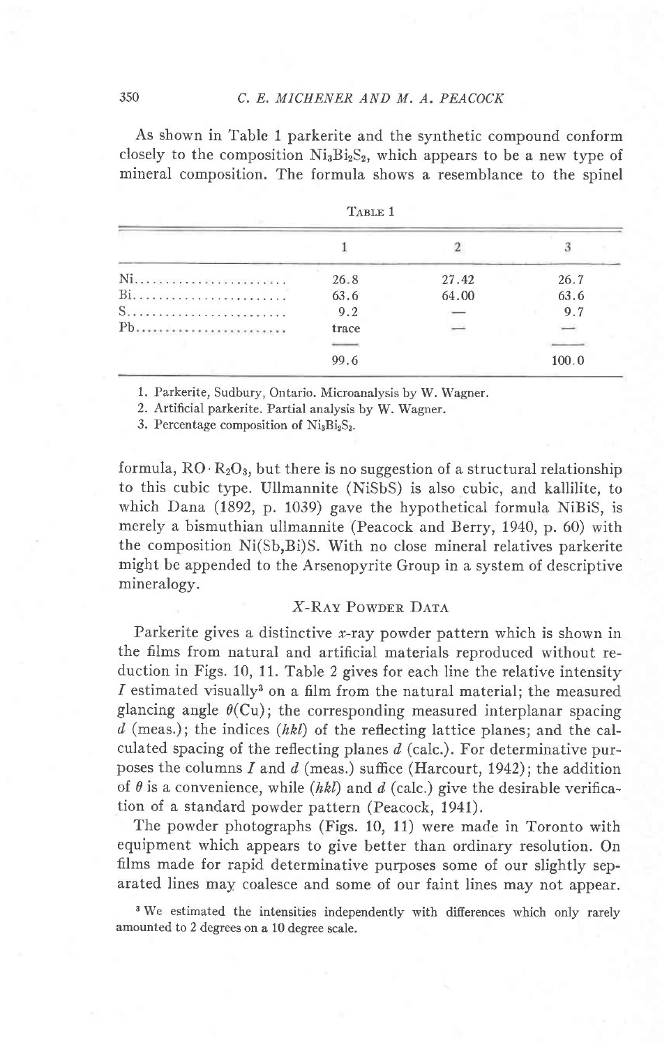As shown in Table 1 parkerite and the synthetic compound conform closely to the composition $Ni_3Bi_2S_2$, which appears to be a new type of mineral composition. The formula shows a resemblance to the spinel

TABLE 1

| | 1 | 2 | 3 |
|---|---|---|---|
| Ni | 26.8 | 27.42 | 26.7 |
| Bi | 63.6 | 64.00 | 63.6 |
| S | 9.2 | — | 9.7 |
| Pb | trace | — | — |
| | 99.6 | | 100.0 |

1. Parkerite, Sudbury, Ontario. Microanalysis by W. Wagner.
2. Artificial parkerite. Partial analysis by W. Wagner.
3. Percentage composition of $Ni_3Bi_2S_2$.

formula, $RO \cdot R_2O_3$, but there is no suggestion of a structural relationship to this cubic type. Ullmannite (NiSbS) is also cubic, and kallilite, to which Dana (1892, p. 1039) gave the hypothetical formula NiBiS, is merely a bismuthian ullmannite (Peacock and Berry, 1940, p. 60) with the composition Ni(Sb,Bi)S. With no close mineral relatives parkerite might be appended to the Arsenopyrite Group in a system of descriptive mineralogy.

## X-RAY POWDER DATA

Parkerite gives a distinctive *x*-ray powder pattern which is shown in the films from natural and artificial materials reproduced without reduction in Figs. 10, 11. Table 2 gives for each line the relative intensity $I$ estimated visually[3] on a film from the natural material; the measured glancing angle $\theta$(Cu); the corresponding measured interplanar spacing $d$ (meas.); the indices ($hkl$) of the reflecting lattice planes; and the calculated spacing of the reflecting planes $d$ (calc.). For determinative purposes the columns $I$ and $d$ (meas.) suffice (Harcourt, 1942); the addition of $\theta$ is a convenience, while ($hkl$) and $d$ (calc.) give the desirable verification of a standard powder pattern (Peacock, 1941).

The powder photographs (Figs. 10, 11) were made in Toronto with equipment which appears to give better than ordinary resolution. On films made for rapid determinative purposes some of our slightly separated lines may coalesce and some of our faint lines may not appear.

[3] We estimated the intensities independently with differences which only rarely amounted to 2 degrees on a 10 degree scale.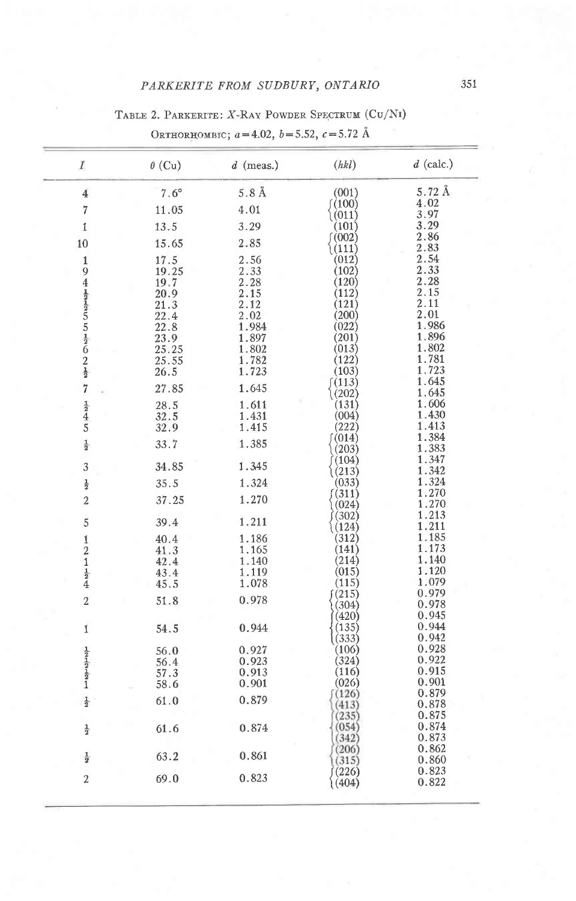TABLE 2. PARKERITE: *X*-RAY POWDER SPECTRUM (Cu/Ni)

ORTHORHOMBIC; $a=4.02$, $b=5.52$, $c=5.72$ Å

| $I$ | $\theta$ (Cu) | $d$ (meas.) | $(hkl)$ | $d$ (calc.) |
|---|---|---|---|---|
| 4 | 7.6° | 5.8 Å | (001) | 5.72 Å |
| 7 | 11.05 | 4.01 | (100) | 4.02 |
| | | | (011) | 3.97 |
| 1 | 13.5 | 3.29 | (101) | 3.29 |
| 10 | 15.65 | 2.85 | (002) | 2.86 |
| | | | (111) | 2.83 |
| 1 | 17.5 | 2.56 | (012) | 2.54 |
| 9 | 19.25 | 2.33 | (102) | 2.33 |
| 4 | 19.7 | 2.28 | (120) | 2.28 |
| ½ | 20.9 | 2.15 | (112) | 2.15 |
| ½ | 21.3 | 2.12 | (121) | 2.11 |
| 5 | 22.4 | 2.02 | (200) | 2.01 |
| 5 | 22.8 | 1.984 | (022) | 1.986 |
| ½ | 23.9 | 1.897 | (201) | 1.896 |
| 6 | 25.25 | 1.802 | (013) | 1.802 |
| 2 | 25.55 | 1.782 | (122) | 1.781 |
| ½ | 26.5 | 1.723 | (103) | 1.723 |
| 7 | 27.85 | 1.645 | (113) | 1.645 |
| | | | (202) | 1.645 |
| ½ | 28.5 | 1.611 | (131) | 1.606 |
| 4 | 32.5 | 1.431 | (004) | 1.430 |
| 5 | 32.9 | 1.415 | (222) | 1.413 |
| ½ | 33.7 | 1.385 | (014) | 1.384 |
| | | | (203) | 1.383 |
| 3 | 34.85 | 1.345 | (104) | 1.347 |
| | | | (213) | 1.342 |
| ½ | 35.5 | 1.324 | (033) | 1.324 |
| 2 | 37.25 | 1.270 | (311) | 1.270 |
| | | | (024) | 1.270 |
| 5 | 39.4 | 1.211 | (302) | 1.213 |
| | | | (124) | 1.211 |
| 1 | 40.4 | 1.186 | (312) | 1.185 |
| 2 | 41.3 | 1.165 | (141) | 1.173 |
| 1 | 42.4 | 1.140 | (214) | 1.140 |
| ½ | 43.4 | 1.119 | (015) | 1.120 |
| 4 | 45.5 | 1.078 | (115) | 1.079 |
| 2 | 51.8 | 0.978 | (215) | 0.979 |
| | | | (304) | 0.978 |
| 1 | 54.5 | 0.944 | (420) | 0.945 |
| | | | (135) | 0.944 |
| | | | (333) | 0.942 |
| ½ | 56.0 | 0.927 | (106) | 0.928 |
| ½ | 56.4 | 0.923 | (324) | 0.922 |
| ½ | 57.3 | 0.913 | (116) | 0.915 |
| 1 | 58.6 | 0.901 | (026) | 0.901 |
| ½ | 61.0 | 0.879 | (126) | 0.879 |
| | | | (413) | 0.878 |
| ½ | 61.6 | 0.874 | (235) | 0.875 |
| | | | (054) | 0.874 |
| | | | (342) | 0.873 |
| ½ | 63.2 | 0.861 | (206) | 0.862 |
| | | | (315) | 0.860 |
| 2 | 69.0 | 0.823 | (226) | 0.823 |
| | | | (404) | 0.822 |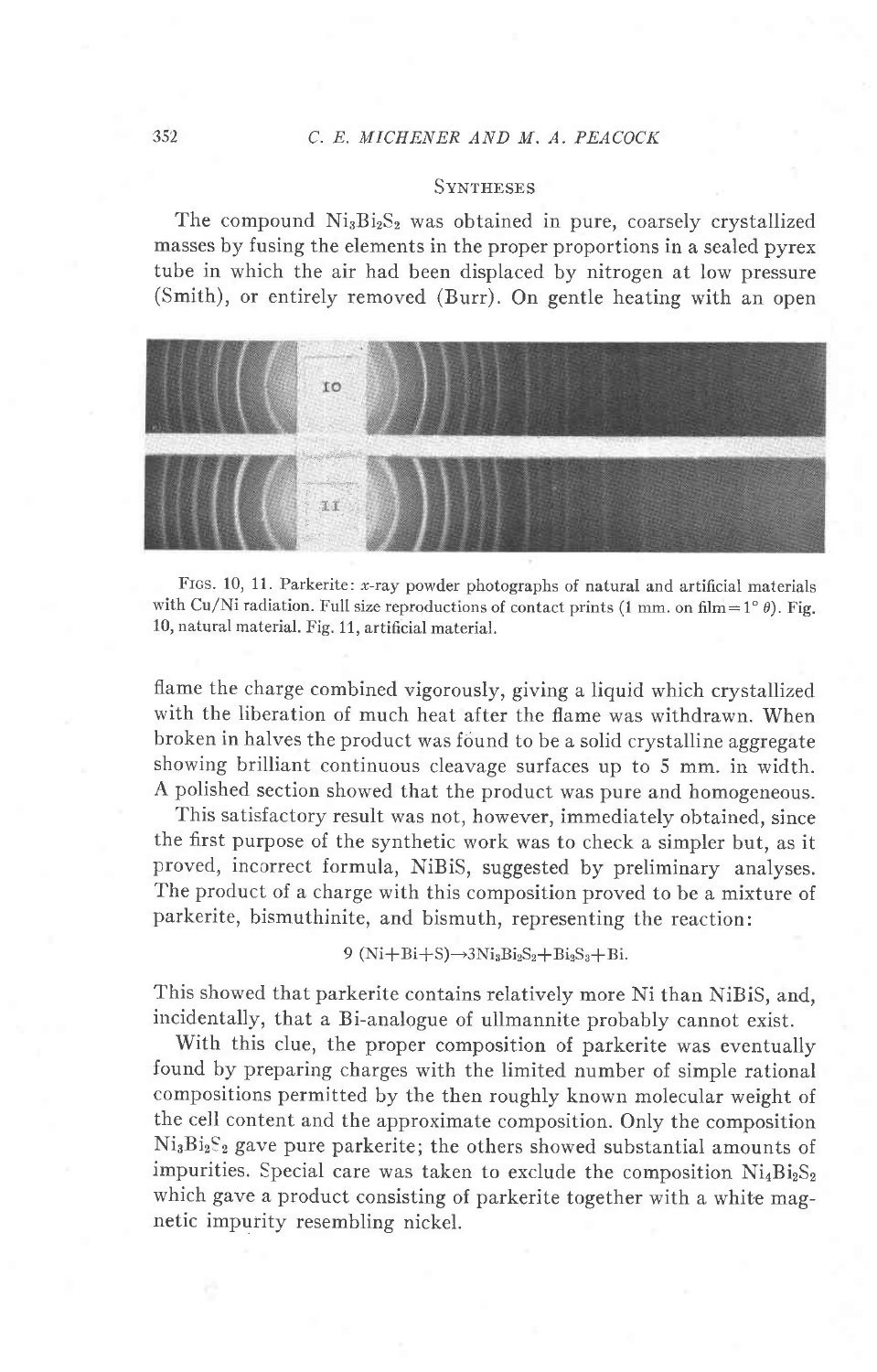## Syntheses

The compound $Ni_3Bi_2S_2$ was obtained in pure, coarsely crystallized masses by fusing the elements in the proper proportions in a sealed pyrex tube in which the air had been displaced by nitrogen at low pressure (Smith), or entirely removed (Burr). On gentle heating with an open flame the charge combined vigorously, giving a liquid which crystallized with the liberation of much heat after the flame was withdrawn. When broken in halves the product was found to be a solid crystalline aggregate showing brilliant continuous cleavage surfaces up to 5 mm. in width. A polished section showed that the product was pure and homogeneous.

Figs. 10, 11. Parkerite: $x$-ray powder photographs of natural and artificial materials with Cu/Ni radiation. Full size reproductions of contact prints (1 mm. on film $= 1° \theta$). Fig. 10, natural material. Fig. 11, artificial material.

This satisfactory result was not, however, immediately obtained, since the first purpose of the synthetic work was to check a simpler but, as it proved, incorrect formula, NiBiS, suggested by preliminary analyses. The product of a charge with this composition proved to be a mixture of parkerite, bismuthinite, and bismuth, representing the reaction:

$$9\,(Ni + Bi + S) \rightarrow 3Ni_3Bi_2S_2 + Bi_2S_3 + Bi.$$

This showed that parkerite contains relatively more Ni than NiBiS, and, incidentally, that a Bi-analogue of ullmannite probably cannot exist.

With this clue, the proper composition of parkerite was eventually found by preparing charges with the limited number of simple rational compositions permitted by the then roughly known molecular weight of the cell content and the approximate composition. Only the composition $Ni_3Bi_2S_2$ gave pure parkerite; the others showed substantial amounts of impurities. Special care was taken to exclude the composition $Ni_4Bi_2S_2$ which gave a product consisting of parkerite together with a white magnetic impurity resembling nickel.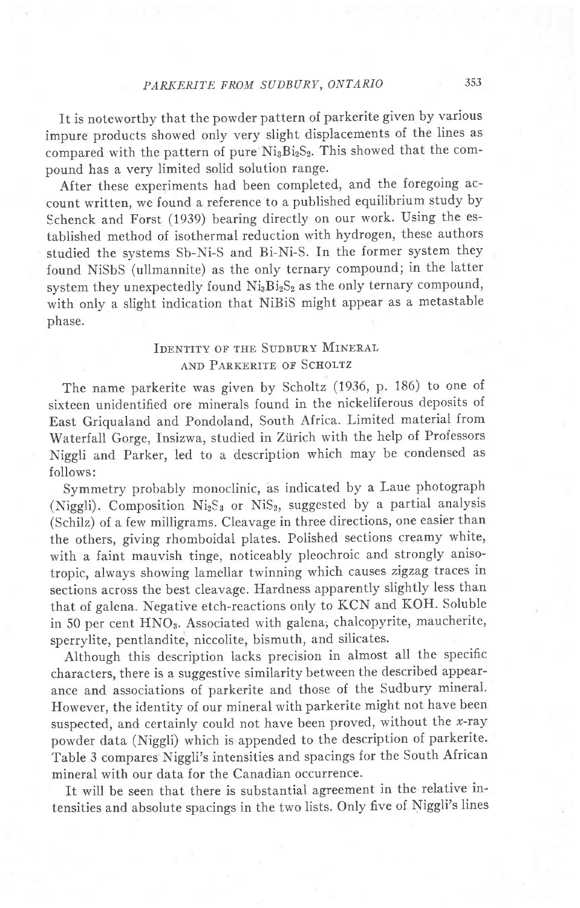It is noteworthy that the powder pattern of parkerite given by various impure products showed only very slight displacements of the lines as compared with the pattern of pure $Ni_3Bi_2S_2$. This showed that the compound has a very limited solid solution range.

After these experiments had been completed, and the foregoing account written, we found a reference to a published equilibrium study by Schenck and Forst (1939) bearing directly on our work. Using the established method of isothermal reduction with hydrogen, these authors studied the systems Sb-Ni-S and Bi-Ni-S. In the former system they found NiSbS (ullmannite) as the only ternary compound; in the latter system they unexpectedly found $Ni_3Bi_2S_2$ as the only ternary compound, with only a slight indication that NiBiS might appear as a metastable phase.

## Identity of the Sudbury Mineral and Parkerite of Scholtz

The name parkerite was given by Scholtz (1936, p. 186) to one of sixteen unidentified ore minerals found in the nickeliferous deposits of East Griqualand and Pondoland, South Africa. Limited material from Waterfall Gorge, Insizwa, studied in Zürich with the help of Professors Niggli and Parker, led to a description which may be condensed as follows:

Symmetry probably monoclinic, as indicated by a Laue photograph (Niggli). Composition $Ni_2S_3$ or $NiS_2$, suggested by a partial analysis (Schilz) of a few milligrams. Cleavage in three directions, one easier than the others, giving rhomboidal plates. Polished sections creamy white, with a faint mauvish tinge, noticeably pleochroic and strongly anisotropic, always showing lamellar twinning which causes zigzag traces in sections across the best cleavage. Hardness apparently slightly less than that of galena. Negative etch-reactions only to KCN and KOH. Soluble in 50 per cent $HNO_3$. Associated with galena, chalcopyrite, maucherite, sperrylite, pentlandite, niccolite, bismuth, and silicates.

Although this description lacks precision in almost all the specific characters, there is a suggestive similarity between the described appearance and associations of parkerite and those of the Sudbury mineral. However, the identity of our mineral with parkerite might not have been suspected, and certainly could not have been proved, without the $x$-ray powder data (Niggli) which is appended to the description of parkerite. Table 3 compares Niggli's intensities and spacings for the South African mineral with our data for the Canadian occurrence.

It will be seen that there is substantial agreement in the relative intensities and absolute spacings in the two lists. Only five of Niggli's lines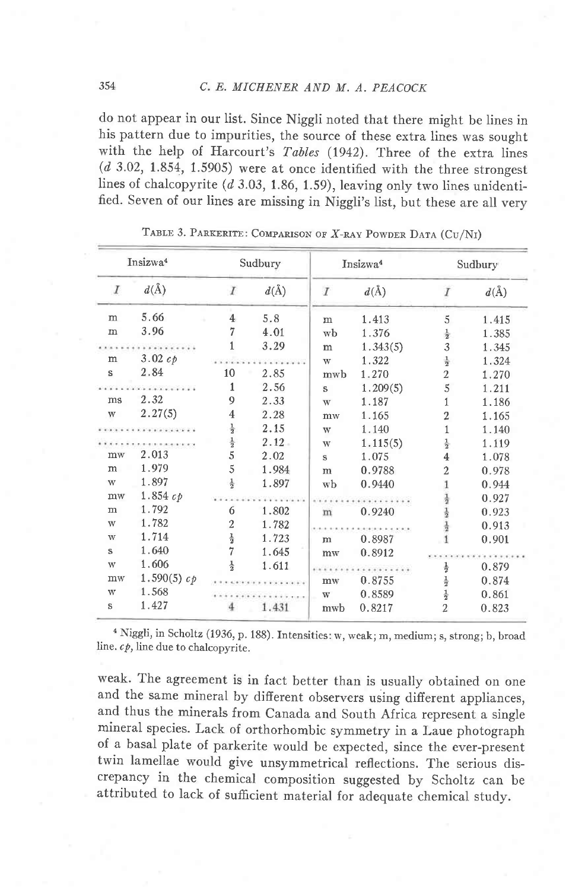do not appear in our list. Since Niggli noted that there might be lines in his pattern due to impurities, the source of these extra lines was sought with the help of Harcourt's *Tables* (1942). Three of the extra lines (*d* 3.02, 1.854, 1.5905) were at once identified with the three strongest lines of chalcopyrite (*d* 3.03, 1.86, 1.59), leaving only two lines unidentified. Seven of our lines are missing in Niggli's list, but these are all very weak. The agreement is in fact better than is usually obtained on one and the same mineral by different observers using different appliances, and thus the minerals from Canada and South Africa represent a single mineral species. Lack of orthorhombic symmetry in a Laue photograph of a basal plate of parkerite would be expected, since the ever-present twin lamellae would give unsymmetrical reflections. The serious discrepancy in the chemical composition suggested by Scholtz can be attributed to lack of sufficient material for adequate chemical study.

TABLE 3. PARKERITE: COMPARISON OF X-RAY POWDER DATA (CU/NI)

| Insizwa[4] | | Sudbury | | Insizwa[4] | | Sudbury | |
|---|---|---|---|---|---|---|---|
| *I* | *d*(Å) | *I* | *d*(Å) | *I* | *d*(Å) | *I* | *d*(Å) |
| m | 5.66 | 4 | 5.8 | m | 1.413 | 5 | 1.415 |
| m | 3.96 | 7 | 4.01 | wb | 1.376 | ½ | 1.385 |
| ........ | ........ | 1 | 3.29 | m | 1.343(5) | 3 | 1.345 |
| m | 3.02 *cp* | ........ | ........ | w | 1.322 | ½ | 1.324 |
| s | 2.84 | 10 | 2.85 | mwb | 1.270 | 2 | 1.270 |
| ........ | ........ | 1 | 2.56 | s | 1.209(5) | 5 | 1.211 |
| ms | 2.32 | 9 | 2.33 | w | 1.187 | 1 | 1.186 |
| w | 2.27(5) | 4 | 2.28 | mw | 1.165 | 2 | 1.165 |
| ........ | ........ | ½ | 2.15 | w | 1.140 | 1 | 1.140 |
| ........ | ........ | ½ | 2.12 | w | 1.115(5) | ½ | 1.119 |
| mw | 2.013 | 5 | 2.02 | s | 1.075 | 4 | 1.078 |
| m | 1.979 | 5 | 1.984 | m | 0.9788 | 2 | 0.978 |
| w | 1.897 | ½ | 1.897 | wb | 0.9440 | 1 | 0.944 |
| mw | 1.854 *cp* | ........ | ........ | ........ | ........ | ½ | 0.927 |
| m | 1.792 | 6 | 1.802 | m | 0.9240 | ½ | 0.923 |
| w | 1.782 | 2 | 1.782 | ........ | ........ | ½ | 0.913 |
| w | 1.714 | ½ | 1.723 | m | 0.8987 | 1 | 0.901 |
| s | 1.640 | 7 | 1.645 | mw | 0.8912 | ........ | ........ |
| w | 1.606 | ½ | 1.611 | ........ | ........ | ½ | 0.879 |
| mw | 1.590(5) *cp* | ........ | ........ | mw | 0.8755 | ½ | 0.874 |
| w | 1.568 | ........ | ........ | w | 0.8589 | ½ | 0.861 |
| s | 1.427 | 4 | 1.431 | mwb | 0.8217 | 2 | 0.823 |

[4] Niggli, in Scholtz (1936, p. 188). Intensities: w, weak; m, medium; s, strong; b, broad line. *cp*, line due to chalcopyrite.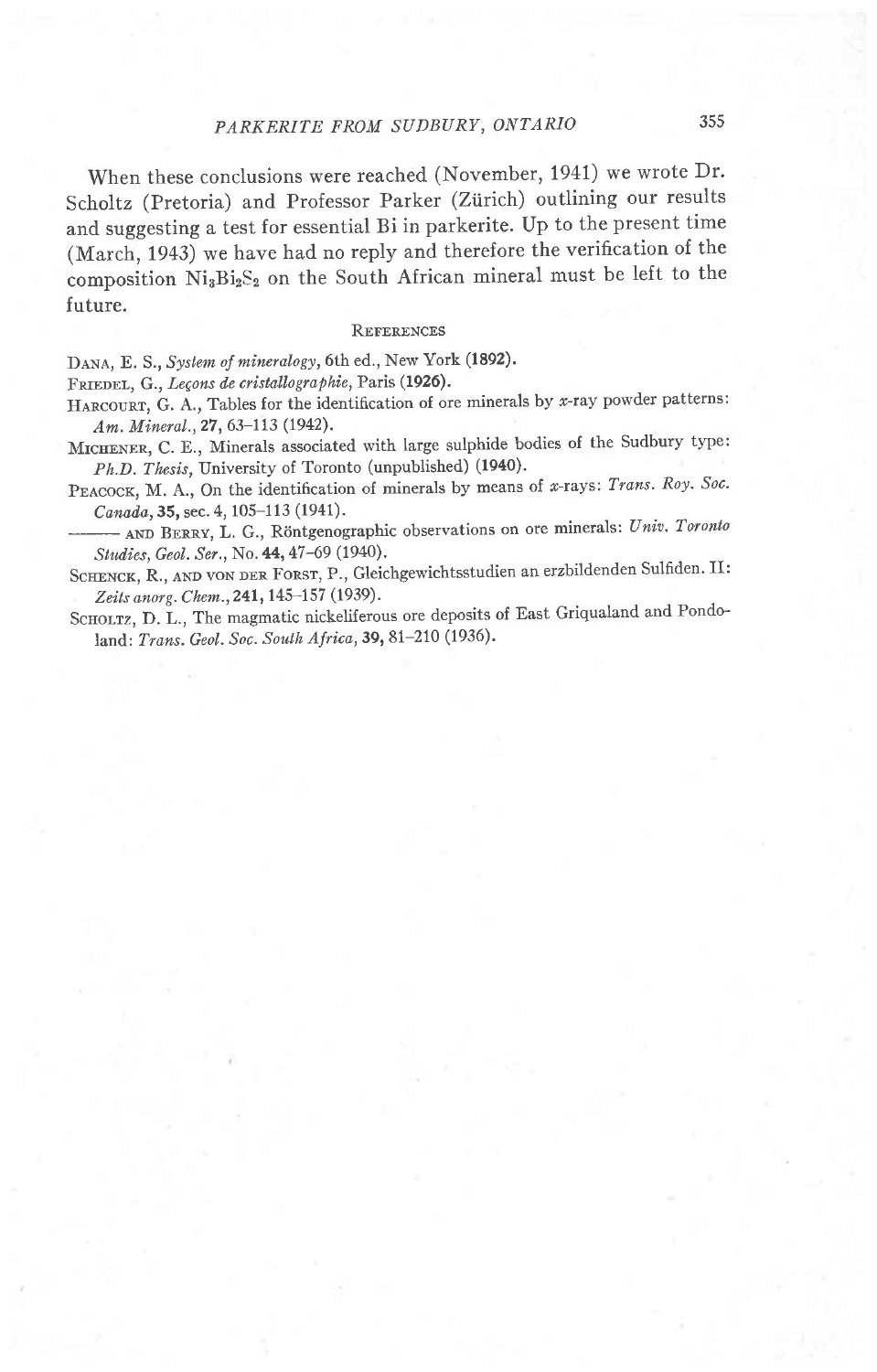When these conclusions were reached (November, 1941) we wrote Dr. Scholtz (Pretoria) and Professor Parker (Zürich) outlining our results and suggesting a test for essential Bi in parkerite. Up to the present time (March, 1943) we have had no reply and therefore the verification of the composition $Ni_3Bi_2S_2$ on the South African mineral must be left to the future.

## References

Dana, E. S., *System of mineralogy*, 6th ed., New York (**1892**).

Friedel, G., *Leçons de cristallographie*, Paris (**1926**).

Harcourt, G. A., Tables for the identification of ore minerals by x-ray powder patterns: *Am. Mineral.*, **27**, 63–113 (1942).

Michener, C. E., Minerals associated with large sulphide bodies of the Sudbury type: *Ph.D. Thesis*, University of Toronto (unpublished) (**1940**).

Peacock, M. A., On the identification of minerals by means of x-rays: *Trans. Roy. Soc. Canada*, **35**, sec. 4, 105–113 (1941).

——— and Berry, L. G., Röntgenographic observations on ore minerals: *Univ. Toronto Studies, Geol. Ser.*, No. **44**, 47–69 (1940).

Schenck, R., and von der Forst, P., Gleichgewichtsstudien an erzbildenden Sulfiden. II: *Zeits anorg. Chem.*, **241**, 145–157 (1939).

Scholtz, D. L., The magmatic nickeliferous ore deposits of East Griqualand and Pondoland: *Trans. Geol. Soc. South Africa*, **39**, 81–210 (1936).